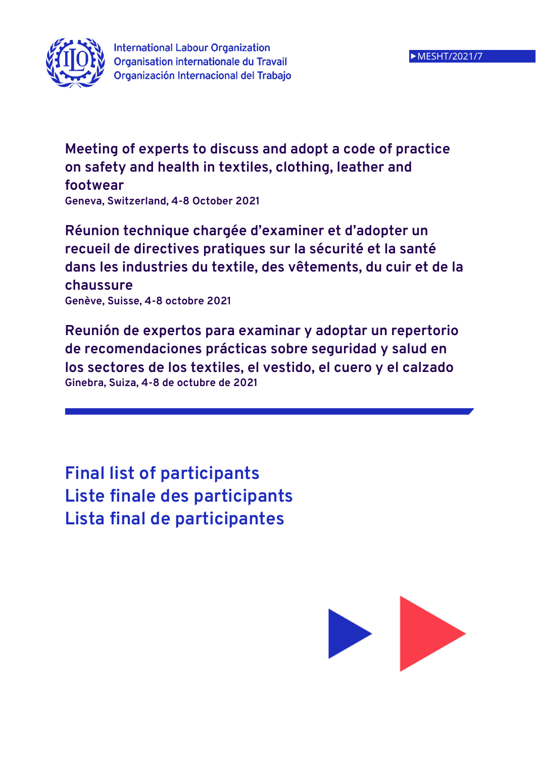International Labour Organization
Organisation internationale du Travail
Organización Internacional del Trabajo

MESHT/2021/7

**Meeting of experts to discuss and adopt a code of practice on safety and health in textiles, clothing, leather and footwear**
**Geneva, Switzerland, 4-8 October 2021**

**Réunion technique chargée d'examiner et d'adopter un recueil de directives pratiques sur la sécurité et la santé dans les industries du textile, des vêtements, du cuir et de la chaussure**
**Genève, Suisse, 4-8 octobre 2021**

**Reunión de expertos para examinar y adoptar un repertorio de recomendaciones prácticas sobre seguridad y salud en los sectores de los textiles, el vestido, el cuero y el calzado**
**Ginebra, Suiza, 4-8 de octubre de 2021**

# Final list of participants
# Liste finale des participants
# Lista final de participantes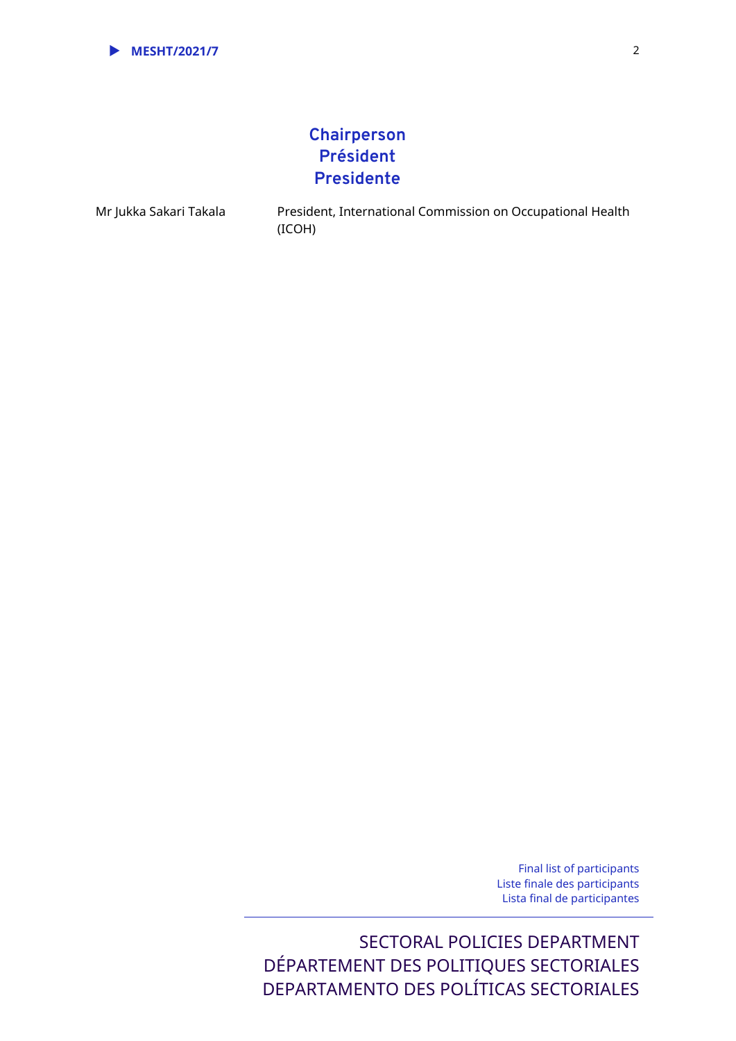## Chairperson
## Président
## Presidente

Mr Jukka Sakari Takala — President, International Commission on Occupational Health (ICOH)

Final list of participants
Liste finale des participants
Lista final de participantes

SECTORAL POLICIES DEPARTMENT
DÉPARTEMENT DES POLITIQUES SECTORIALES
DEPARTAMENTO DES POLÍTICAS SECTORIALES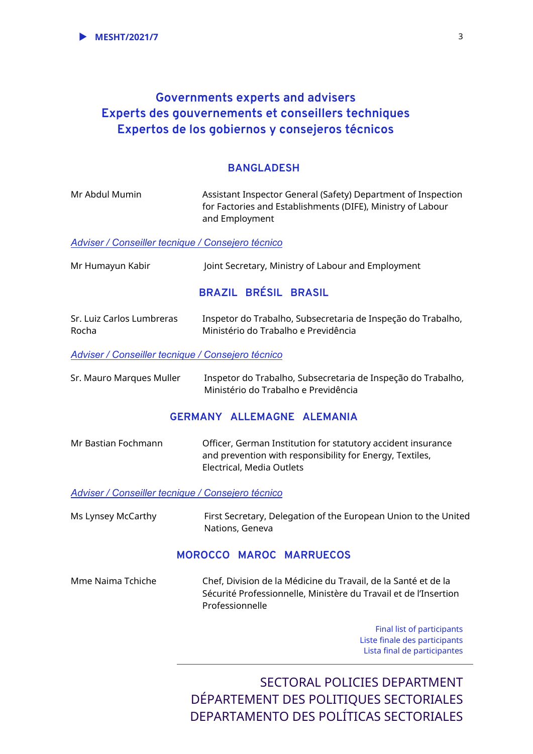## Governments experts and advisers
## Experts des gouvernements et conseillers techniques
## Expertos de los gobiernos y consejeros técnicos

### BANGLADESH

Mr Abdul Mumin — Assistant Inspector General (Safety) Department of Inspection for Factories and Establishments (DIFE), Ministry of Labour and Employment

*Adviser / Conseiller tecnique / Consejero técnico*

Mr Humayun Kabir — Joint Secretary, Ministry of Labour and Employment

### BRAZIL BRÉSIL BRASIL

Sr. Luiz Carlos Lumbreras Rocha — Inspetor do Trabalho, Subsecretaria de Inspeção do Trabalho, Ministério do Trabalho e Previdência

*Adviser / Conseiller tecnique / Consejero técnico*

Sr. Mauro Marques Muller — Inspetor do Trabalho, Subsecretaria de Inspeção do Trabalho, Ministério do Trabalho e Previdência

### GERMANY ALLEMAGNE ALEMANIA

Mr Bastian Fochmann — Officer, German Institution for statutory accident insurance and prevention with responsibility for Energy, Textiles, Electrical, Media Outlets

*Adviser / Conseiller tecnique / Consejero técnico*

Ms Lynsey McCarthy — First Secretary, Delegation of the European Union to the United Nations, Geneva

### MOROCCO MAROC MARRUECOS

Mme Naima Tchiche — Chef, Division de la Médicine du Travail, de la Santé et de la Sécurité Professionnelle, Ministère du Travail et de l'Insertion Professionnelle

Final list of participants
Liste finale des participants
Lista final de participantes

SECTORAL POLICIES DEPARTMENT
DÉPARTEMENT DES POLITIQUES SECTORIALES
DEPARTAMENTO DES POLÍTICAS SECTORIALES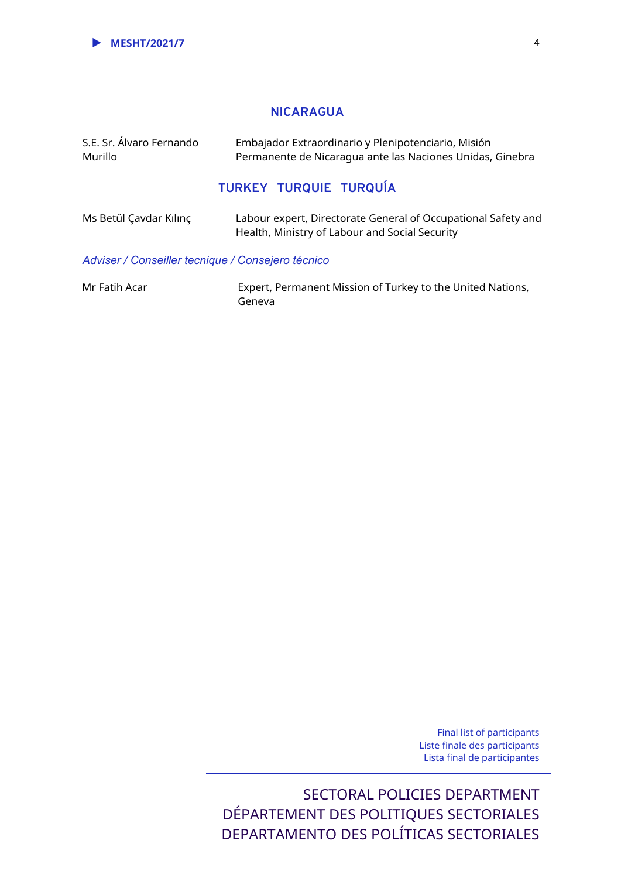## NICARAGUA

| | |
|---|---|
| S.E. Sr. Álvaro Fernando Murillo | Embajador Extraordinario y Plenipotenciario, Misión Permanente de Nicaragua ante las Naciones Unidas, Ginebra |

## TURKEY TURQUIE TURQUÍA

| | |
|---|---|
| Ms Betül Çavdar Kılınç | Labour expert, Directorate General of Occupational Safety and Health, Ministry of Labour and Social Security |

*Adviser / Conseiller tecnique / Consejero técnico*

| | |
|---|---|
| Mr Fatih Acar | Expert, Permanent Mission of Turkey to the United Nations, Geneva |

Final list of participants
Liste finale des participants
Lista final de participantes

SECTORAL POLICIES DEPARTMENT
DÉPARTEMENT DES POLITIQUES SECTORIALES
DEPARTAMENTO DES POLÍTICAS SECTORIALES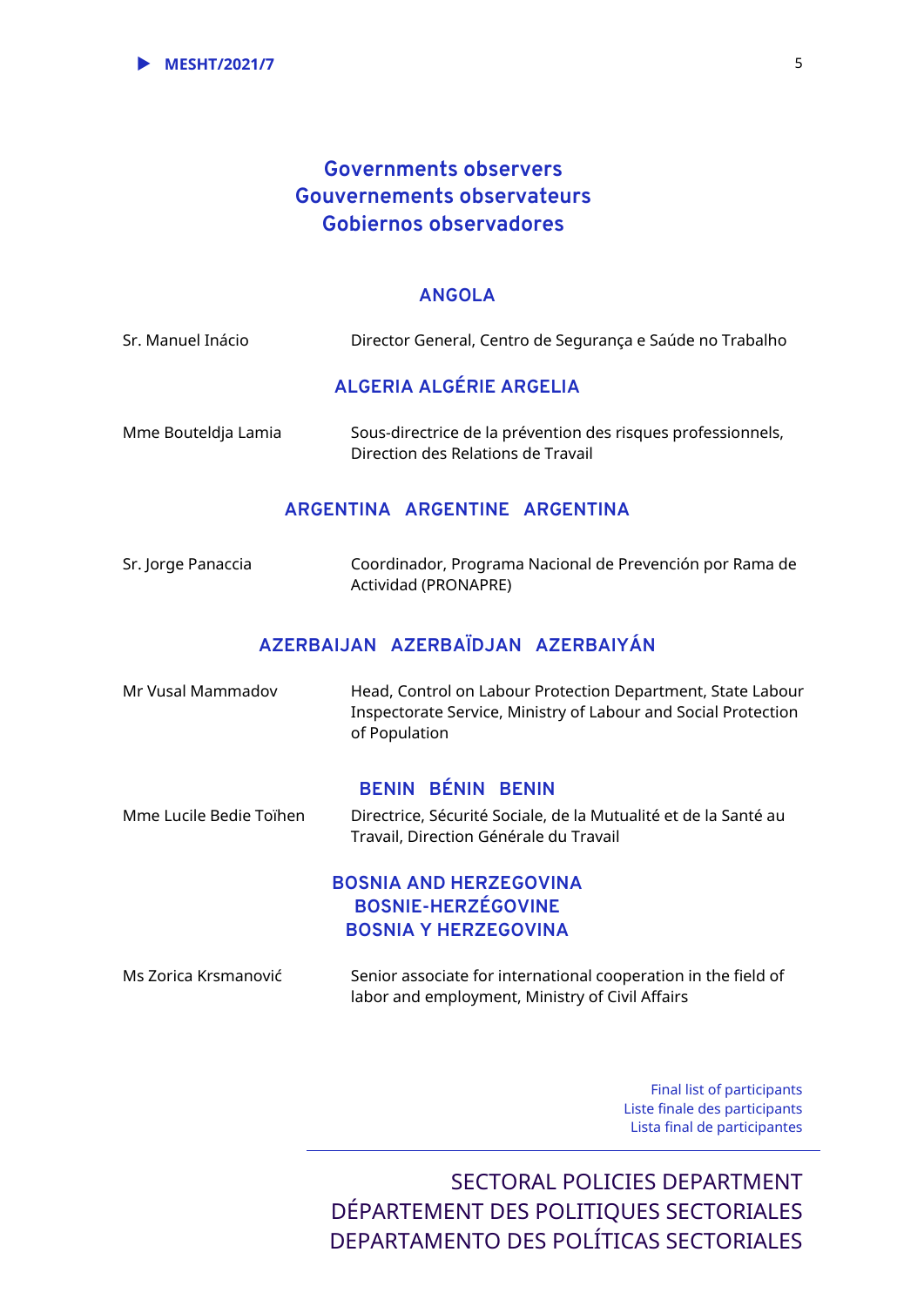## Governments observers
## Gouvernements observateurs
## Gobiernos observadores

### ANGOLA

Sr. Manuel Inácio — Director General, Centro de Segurança e Saúde no Trabalho

### ALGERIA ALGÉRIE ARGELIA

Mme Bouteldja Lamia — Sous-directrice de la prévention des risques professionnels, Direction des Relations de Travail

### ARGENTINA ARGENTINE ARGENTINA

Sr. Jorge Panaccia — Coordinador, Programa Nacional de Prevención por Rama de Actividad (PRONAPRE)

### AZERBAIJAN AZERBAÏDJAN AZERBAIYÁN

Mr Vusal Mammadov — Head, Control on Labour Protection Department, State Labour Inspectorate Service, Ministry of Labour and Social Protection of Population

### BENIN BÉNIN BENIN

Mme Lucile Bedie Toïhen — Directrice, Sécurité Sociale, de la Mutualité et de la Santé au Travail, Direction Générale du Travail

### BOSNIA AND HERZEGOVINA
### BOSNIE-HERZÉGOVINE
### BOSNIA Y HERZEGOVINA

Ms Zorica Krsmanović — Senior associate for international cooperation in the field of labor and employment, Ministry of Civil Affairs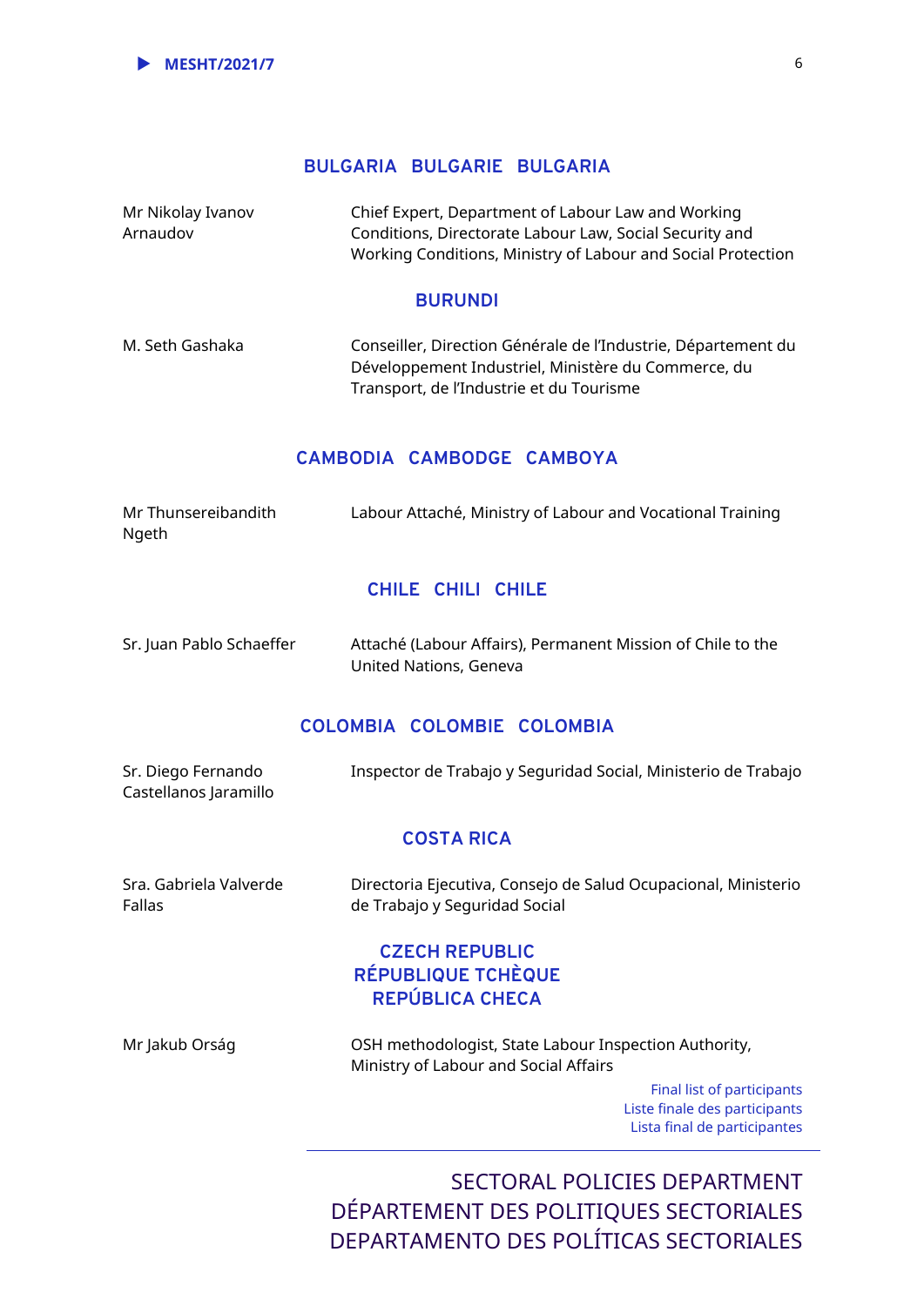## BULGARIA BULGARIE BULGARIA

| | |
|---|---|
| Mr Nikolay Ivanov Arnaudov | Chief Expert, Department of Labour Law and Working Conditions, Directorate Labour Law, Social Security and Working Conditions, Ministry of Labour and Social Protection |

## BURUNDI

| | |
|---|---|
| M. Seth Gashaka | Conseiller, Direction Générale de l'Industrie, Département du Développement Industriel, Ministère du Commerce, du Transport, de l'Industrie et du Tourisme |

## CAMBODIA CAMBODGE CAMBOYA

| | |
|---|---|
| Mr Thunsereibandith Ngeth | Labour Attaché, Ministry of Labour and Vocational Training |

## CHILE CHILI CHILE

| | |
|---|---|
| Sr. Juan Pablo Schaeffer | Attaché (Labour Affairs), Permanent Mission of Chile to the United Nations, Geneva |

## COLOMBIA COLOMBIE COLOMBIA

| | |
|---|---|
| Sr. Diego Fernando Castellanos Jaramillo | Inspector de Trabajo y Seguridad Social, Ministerio de Trabajo |

## COSTA RICA

| | |
|---|---|
| Sra. Gabriela Valverde Fallas | Directoria Ejecutiva, Consejo de Salud Ocupacional, Ministerio de Trabajo y Seguridad Social |

## CZECH REPUBLIC RÉPUBLIQUE TCHÈQUE REPÚBLICA CHECA

| | |
|---|---|
| Mr Jakub Orság | OSH methodologist, State Labour Inspection Authority, Ministry of Labour and Social Affairs |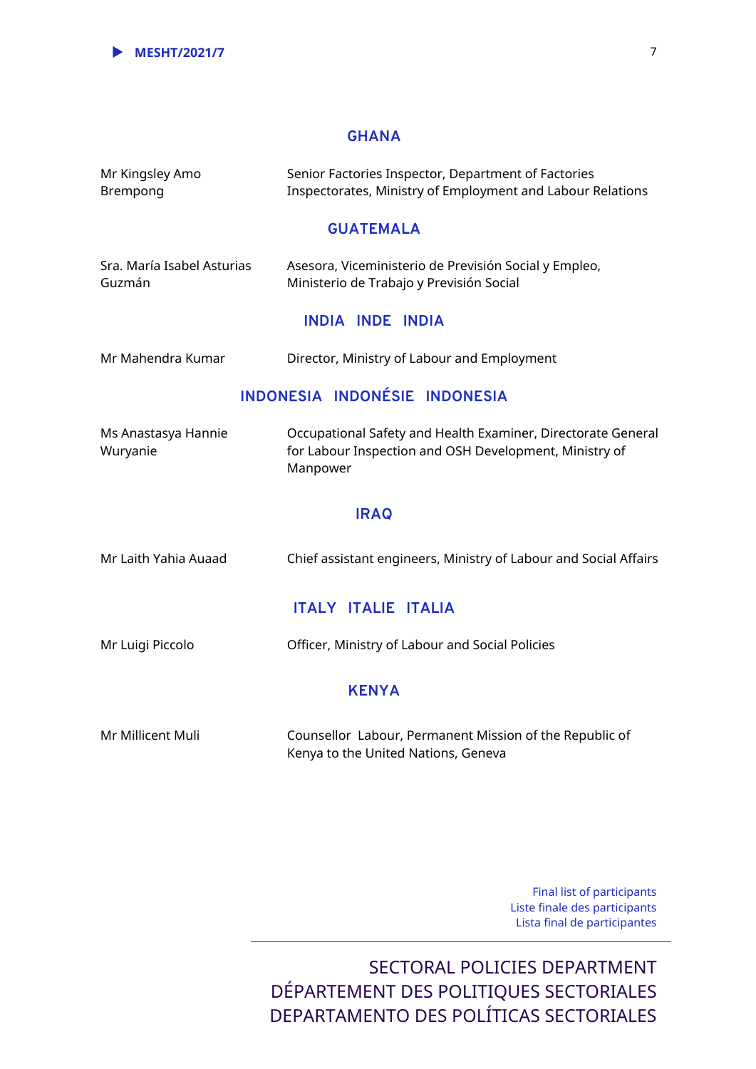## GHANA

| | |
|---|---|
| Mr Kingsley Amo Brempong | Senior Factories Inspector, Department of Factories Inspectorates, Ministry of Employment and Labour Relations |

## GUATEMALA

| | |
|---|---|
| Sra. María Isabel Asturias Guzmán | Asesora, Viceministerio de Previsión Social y Empleo, Ministerio de Trabajo y Previsión Social |

## INDIA INDE INDIA

| | |
|---|---|
| Mr Mahendra Kumar | Director, Ministry of Labour and Employment |

## INDONESIA INDONÉSIE INDONESIA

| | |
|---|---|
| Ms Anastasya Hannie Wuryanie | Occupational Safety and Health Examiner, Directorate General for Labour Inspection and OSH Development, Ministry of Manpower |

## IRAQ

| | |
|---|---|
| Mr Laith Yahia Auaad | Chief assistant engineers, Ministry of Labour and Social Affairs |

## ITALY ITALIE ITALIA

| | |
|---|---|
| Mr Luigi Piccolo | Officer, Ministry of Labour and Social Policies |

## KENYA

| | |
|---|---|
| Mr Millicent Muli | Counsellor Labour, Permanent Mission of the Republic of Kenya to the United Nations, Geneva |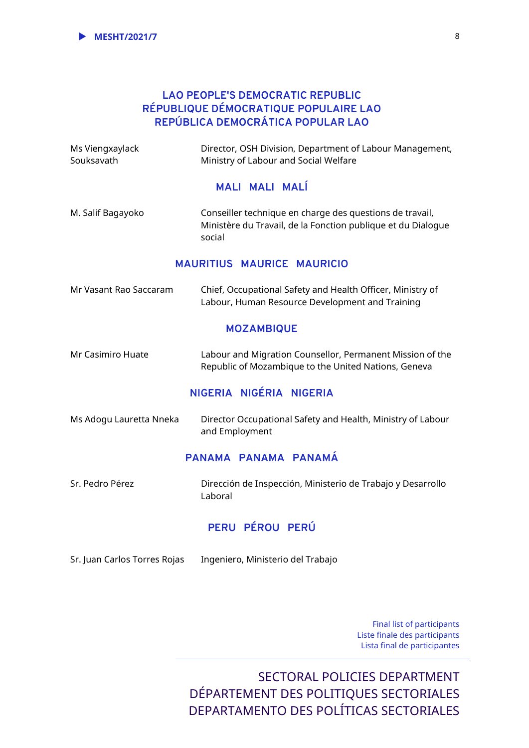## LAO PEOPLE'S DEMOCRATIC REPUBLIC
## RÉPUBLIQUE DÉMOCRATIQUE POPULAIRE LAO
## REPÚBLICA DEMOCRÁTICA POPULAR LAO

| | |
|---|---|
| Ms Viengxaylack Souksavath | Director, OSH Division, Department of Labour Management, Ministry of Labour and Social Welfare |

## MALI MALI MALÍ

| | |
|---|---|
| M. Salif Bagayoko | Conseiller technique en charge des questions de travail, Ministère du Travail, de la Fonction publique et du Dialogue social |

## MAURITIUS MAURICE MAURICIO

| | |
|---|---|
| Mr Vasant Rao Saccaram | Chief, Occupational Safety and Health Officer, Ministry of Labour, Human Resource Development and Training |

## MOZAMBIQUE

| | |
|---|---|
| Mr Casimiro Huate | Labour and Migration Counsellor, Permanent Mission of the Republic of Mozambique to the United Nations, Geneva |

## NIGERIA NIGÉRIA NIGERIA

| | |
|---|---|
| Ms Adogu Lauretta Nneka | Director Occupational Safety and Health, Ministry of Labour and Employment |

## PANAMA PANAMA PANAMÁ

| | |
|---|---|
| Sr. Pedro Pérez | Dirección de Inspección, Ministerio de Trabajo y Desarrollo Laboral |

## PERU PÉROU PERÚ

| | |
|---|---|
| Sr. Juan Carlos Torres Rojas | Ingeniero, Ministerio del Trabajo |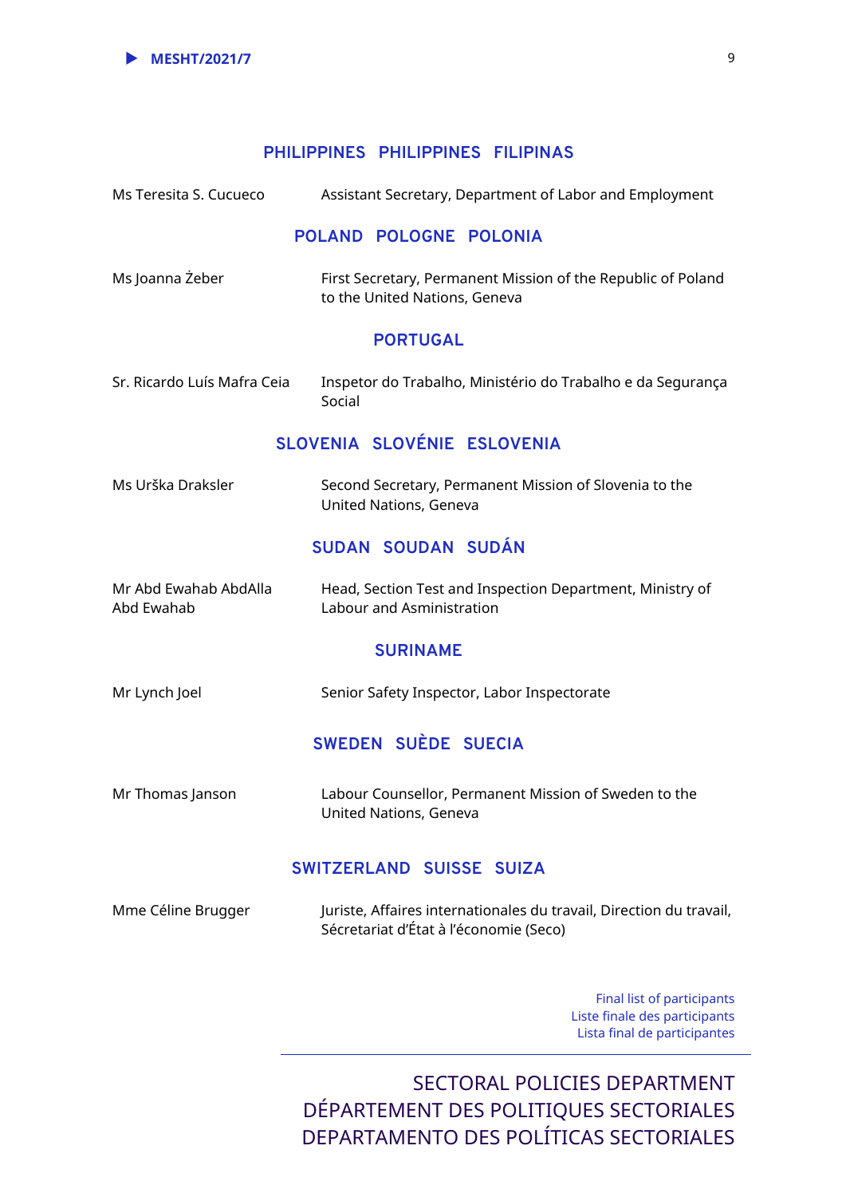## PHILIPPINES PHILIPPINES FILIPINAS

| | |
|---|---|
| Ms Teresita S. Cucueco | Assistant Secretary, Department of Labor and Employment |

## POLAND POLOGNE POLONIA

| | |
|---|---|
| Ms Joanna Żeber | First Secretary, Permanent Mission of the Republic of Poland to the United Nations, Geneva |

## PORTUGAL

| | |
|---|---|
| Sr. Ricardo Luís Mafra Ceia | Inspetor do Trabalho, Ministério do Trabalho e da Segurança Social |

## SLOVENIA SLOVÉNIE ESLOVENIA

| | |
|---|---|
| Ms Urška Draksler | Second Secretary, Permanent Mission of Slovenia to the United Nations, Geneva |

## SUDAN SOUDAN SUDÁN

| | |
|---|---|
| Mr Abd Ewahab AbdAlla Abd Ewahab | Head, Section Test and Inspection Department, Ministry of Labour and Asministration |

## SURINAME

| | |
|---|---|
| Mr Lynch Joel | Senior Safety Inspector, Labor Inspectorate |

## SWEDEN SUÈDE SUECIA

| | |
|---|---|
| Mr Thomas Janson | Labour Counsellor, Permanent Mission of Sweden to the United Nations, Geneva |

## SWITZERLAND SUISSE SUIZA

| | |
|---|---|
| Mme Céline Brugger | Juriste, Affaires internationales du travail, Direction du travail, Sécretariat d'État à l'économie (Seco) |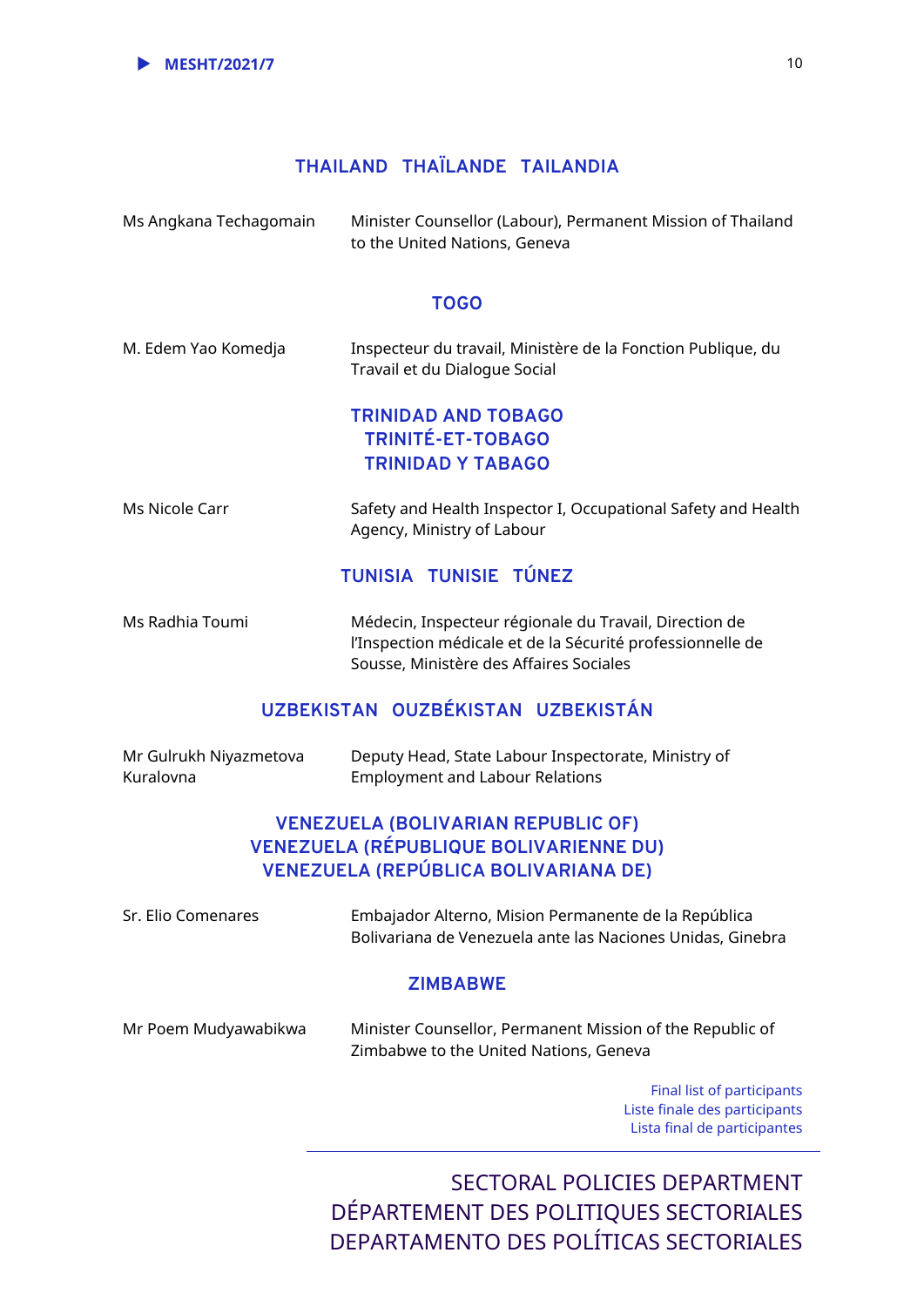## THAILAND THAÏLANDE TAILANDIA

| | |
|---|---|
| Ms Angkana Techagomain | Minister Counsellor (Labour), Permanent Mission of Thailand to the United Nations, Geneva |

## TOGO

| | |
|---|---|
| M. Edem Yao Komedja | Inspecteur du travail, Ministère de la Fonction Publique, du Travail et du Dialogue Social |

## TRINIDAD AND TOBAGO TRINITÉ-ET-TOBAGO TRINIDAD Y TABAGO

| | |
|---|---|
| Ms Nicole Carr | Safety and Health Inspector I, Occupational Safety and Health Agency, Ministry of Labour |

## TUNISIA TUNISIE TÚNEZ

| | |
|---|---|
| Ms Radhia Toumi | Médecin, Inspecteur régionale du Travail, Direction de l'Inspection médicale et de la Sécurité professionnelle de Sousse, Ministère des Affaires Sociales |

## UZBEKISTAN OUZBÉKISTAN UZBEKISTÁN

| | |
|---|---|
| Mr Gulrukh Niyazmetova Kuralovna | Deputy Head, State Labour Inspectorate, Ministry of Employment and Labour Relations |

## VENEZUELA (BOLIVARIAN REPUBLIC OF) VENEZUELA (RÉPUBLIQUE BOLIVARIENNE DU) VENEZUELA (REPÚBLICA BOLIVARIANA DE)

| | |
|---|---|
| Sr. Elio Comenares | Embajador Alterno, Mision Permanente de la República Bolivariana de Venezuela ante las Naciones Unidas, Ginebra |

## ZIMBABWE

| | |
|---|---|
| Mr Poem Mudyawabikwa | Minister Counsellor, Permanent Mission of the Republic of Zimbabwe to the United Nations, Geneva |

Final list of participants
Liste finale des participants
Lista final de participantes

SECTORAL POLICIES DEPARTMENT
DÉPARTEMENT DES POLITIQUES SECTORIALES
DEPARTAMENTO DES POLÍTICAS SECTORIALES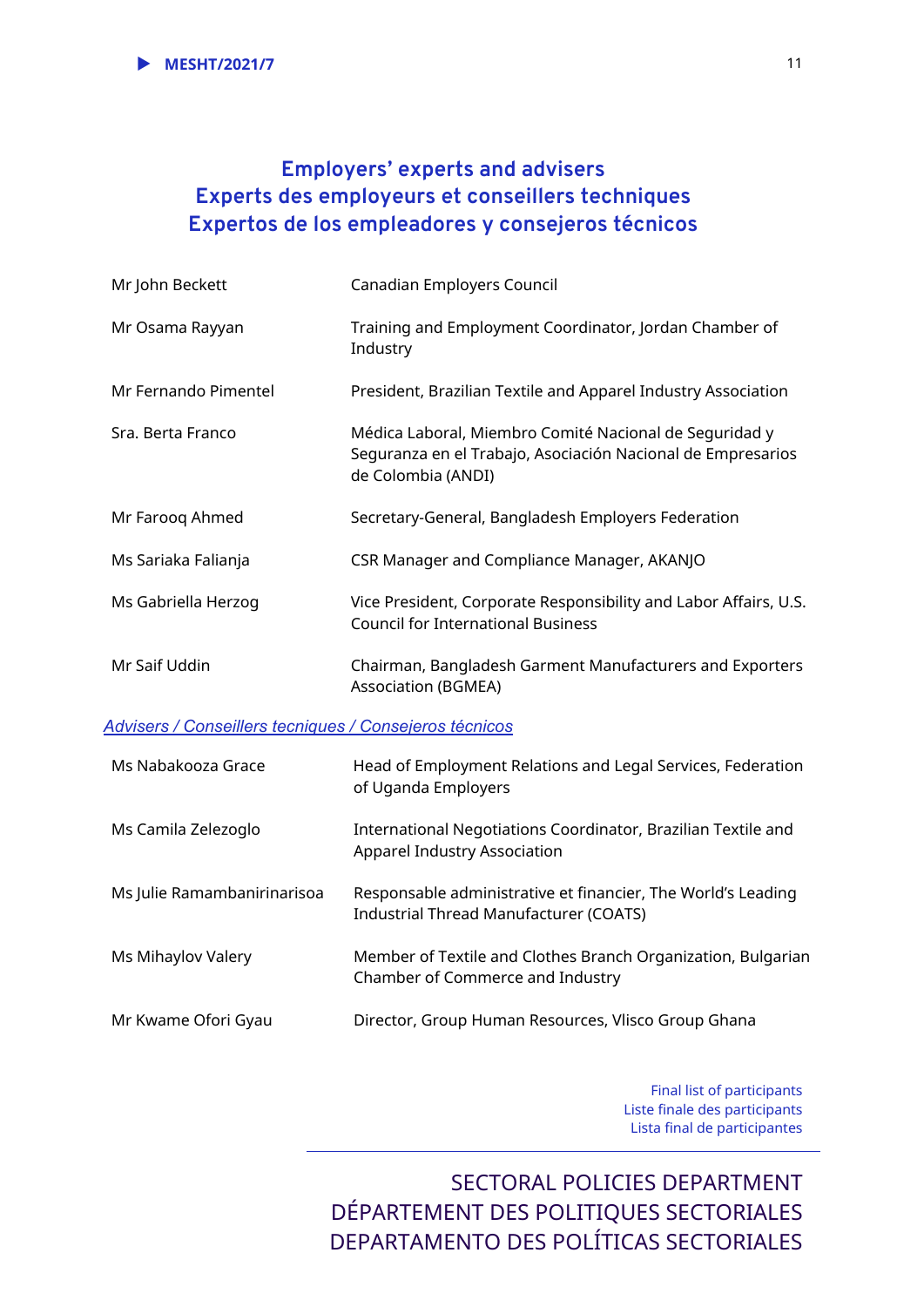## Employers' experts and advisers
## Experts des employeurs et conseillers techniques
## Expertos de los empleadores y consejeros técnicos

| | |
|---|---|
| Mr John Beckett | Canadian Employers Council |
| Mr Osama Rayyan | Training and Employment Coordinator, Jordan Chamber of Industry |
| Mr Fernando Pimentel | President, Brazilian Textile and Apparel Industry Association |
| Sra. Berta Franco | Médica Laboral, Miembro Comité Nacional de Seguridad y Seguranza en el Trabajo, Asociación Nacional de Empresarios de Colombia (ANDI) |
| Mr Farooq Ahmed | Secretary-General, Bangladesh Employers Federation |
| Ms Sariaka Falianja | CSR Manager and Compliance Manager, AKANJO |
| Ms Gabriella Herzog | Vice President, Corporate Responsibility and Labor Affairs, U.S. Council for International Business |
| Mr Saif Uddin | Chairman, Bangladesh Garment Manufacturers and Exporters Association (BGMEA) |

*Advisers / Conseillers tecniques / Consejeros técnicos*

| | |
|---|---|
| Ms Nabakooza Grace | Head of Employment Relations and Legal Services, Federation of Uganda Employers |
| Ms Camila Zelezoglo | International Negotiations Coordinator, Brazilian Textile and Apparel Industry Association |
| Ms Julie Ramambanirinarisoa | Responsable administrative et financier, The World's Leading Industrial Thread Manufacturer (COATS) |
| Ms Mihaylov Valery | Member of Textile and Clothes Branch Organization, Bulgarian Chamber of Commerce and Industry |
| Mr Kwame Ofori Gyau | Director, Group Human Resources, Vlisco Group Ghana |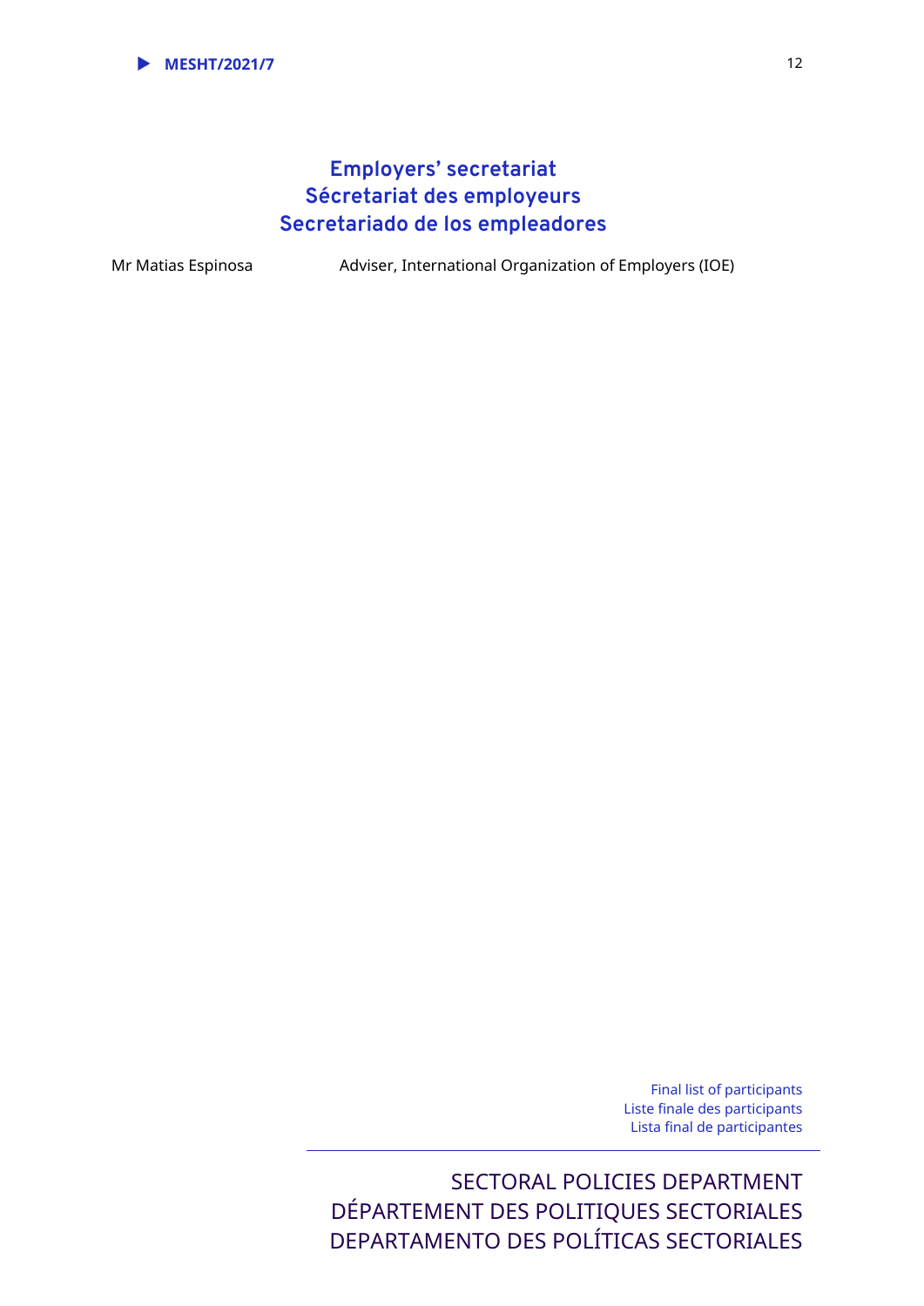## Employers' secretariat
## Sécretariat des employeurs
## Secretariado de los empleadores

| | |
|---|---|
| Mr Matias Espinosa | Adviser, International Organization of Employers (IOE) |

Final list of participants
Liste finale des participants
Lista final de participantes

SECTORAL POLICIES DEPARTMENT
DÉPARTEMENT DES POLITIQUES SECTORIALES
DEPARTAMENTO DES POLÍTICAS SECTORIALES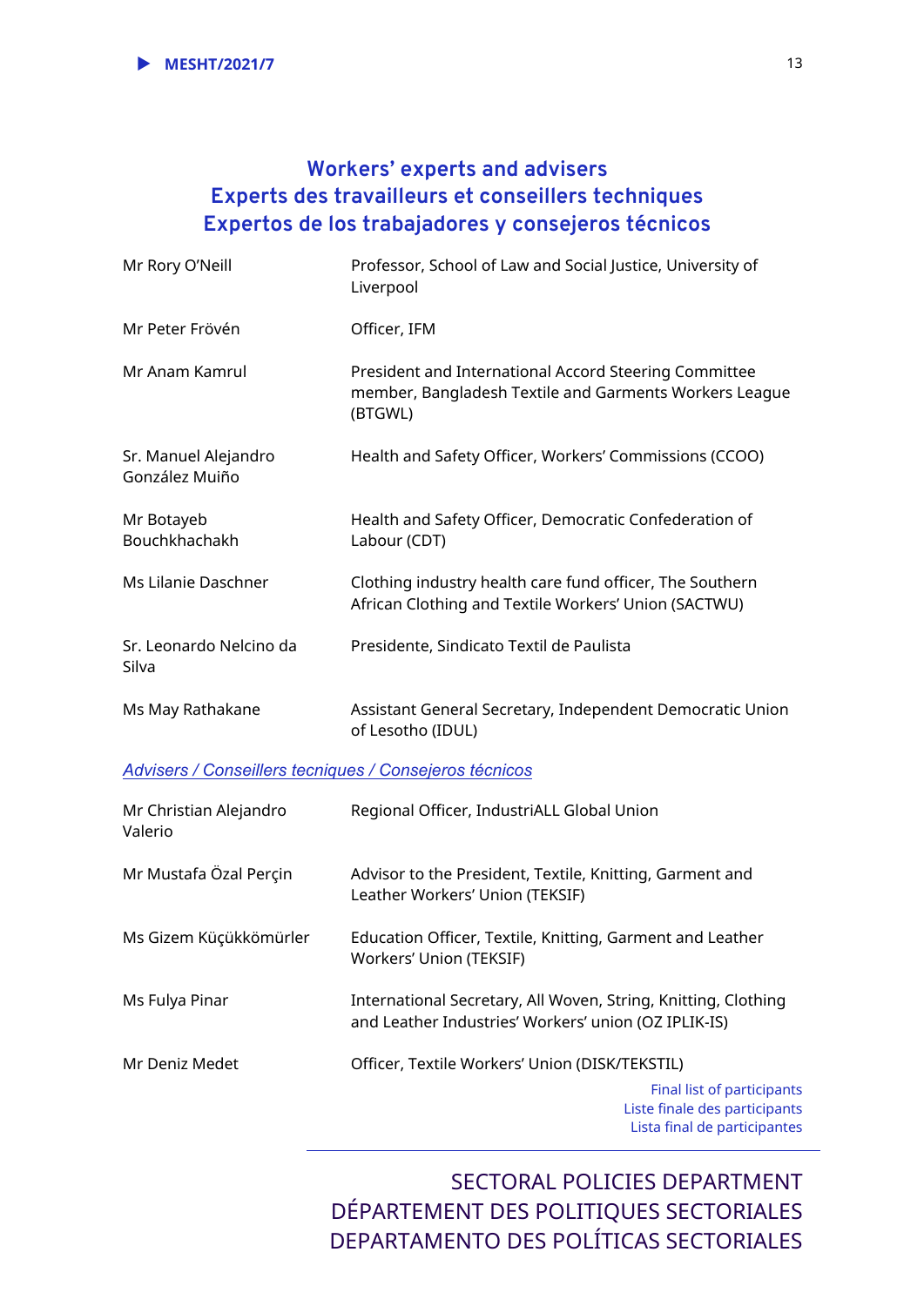## Workers' experts and advisers
## Experts des travailleurs et conseillers techniques
## Expertos de los trabajadores y consejeros técnicos

| | |
|---|---|
| Mr Rory O'Neill | Professor, School of Law and Social Justice, University of Liverpool |
| Mr Peter Frövén | Officer, IFM |
| Mr Anam Kamrul | President and International Accord Steering Committee member, Bangladesh Textile and Garments Workers League (BTGWL) |
| Sr. Manuel Alejandro González Muiño | Health and Safety Officer, Workers' Commissions (CCOO) |
| Mr Botayeb Bouchkhachakh | Health and Safety Officer, Democratic Confederation of Labour (CDT) |
| Ms Lilanie Daschner | Clothing industry health care fund officer, The Southern African Clothing and Textile Workers' Union (SACTWU) |
| Sr. Leonardo Nelcino da Silva | Presidente, Sindicato Textil de Paulista |
| Ms May Rathakane | Assistant General Secretary, Independent Democratic Union of Lesotho (IDUL) |

*Advisers / Conseillers tecniques / Consejeros técnicos*

| | |
|---|---|
| Mr Christian Alejandro Valerio | Regional Officer, IndustriALL Global Union |
| Mr Mustafa Özal Perçin | Advisor to the President, Textile, Knitting, Garment and Leather Workers' Union (TEKSIF) |
| Ms Gizem Küçükkömürler | Education Officer, Textile, Knitting, Garment and Leather Workers' Union (TEKSIF) |
| Ms Fulya Pinar | International Secretary, All Woven, String, Knitting, Clothing and Leather Industries' Workers' union (OZ IPLIK-IS) |
| Mr Deniz Medet | Officer, Textile Workers' Union (DISK/TEKSTIL) |

Final list of participants
Liste finale des participants
Lista final de participantes

SECTORAL POLICIES DEPARTMENT
DÉPARTEMENT DES POLITIQUES SECTORIALES
DEPARTAMENTO DES POLÍTICAS SECTORIALES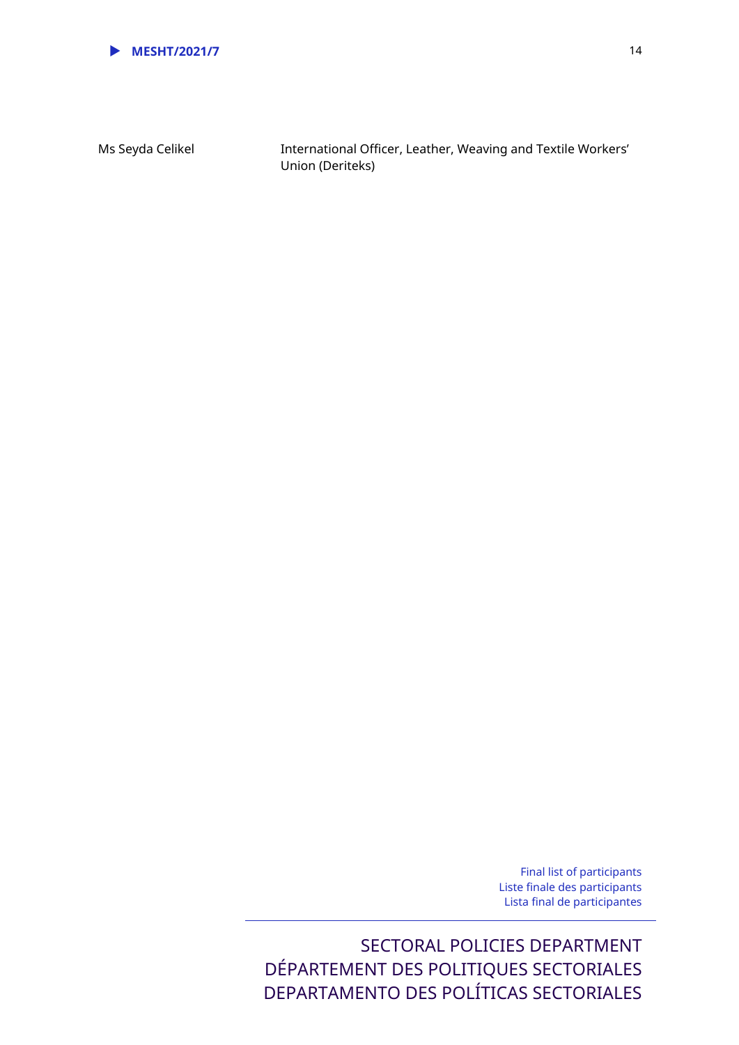| | |
|---|---|
| Ms Seyda Celikel | International Officer, Leather, Weaving and Textile Workers' Union (Deriteks) |

Final list of participants
Liste finale des participants
Lista final de participantes

SECTORAL POLICIES DEPARTMENT
DÉPARTEMENT DES POLITIQUES SECTORIALES
DEPARTAMENTO DES POLÍTICAS SECTORIALES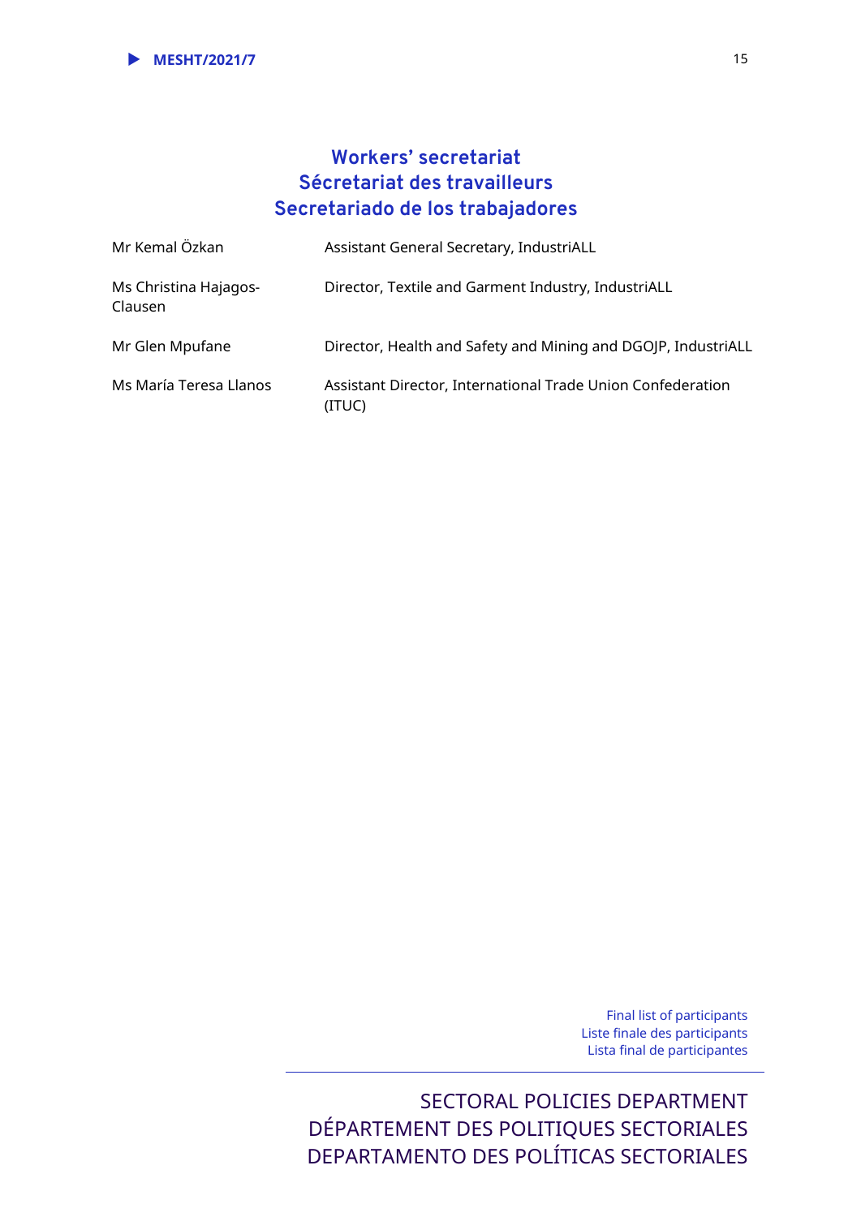## Workers' secretariat
## Sécretariat des travailleurs
## Secretariado de los trabajadores

| | |
|---|---|
| Mr Kemal Özkan | Assistant General Secretary, IndustriALL |
| Ms Christina Hajagos-Clausen | Director, Textile and Garment Industry, IndustriALL |
| Mr Glen Mpufane | Director, Health and Safety and Mining and DGOJP, IndustriALL |
| Ms María Teresa Llanos | Assistant Director, International Trade Union Confederation (ITUC) |

Final list of participants
Liste finale des participants
Lista final de participantes

SECTORAL POLICIES DEPARTMENT
DÉPARTEMENT DES POLITIQUES SECTORIALES
DEPARTAMENTO DES POLÍTICAS SECTORIALES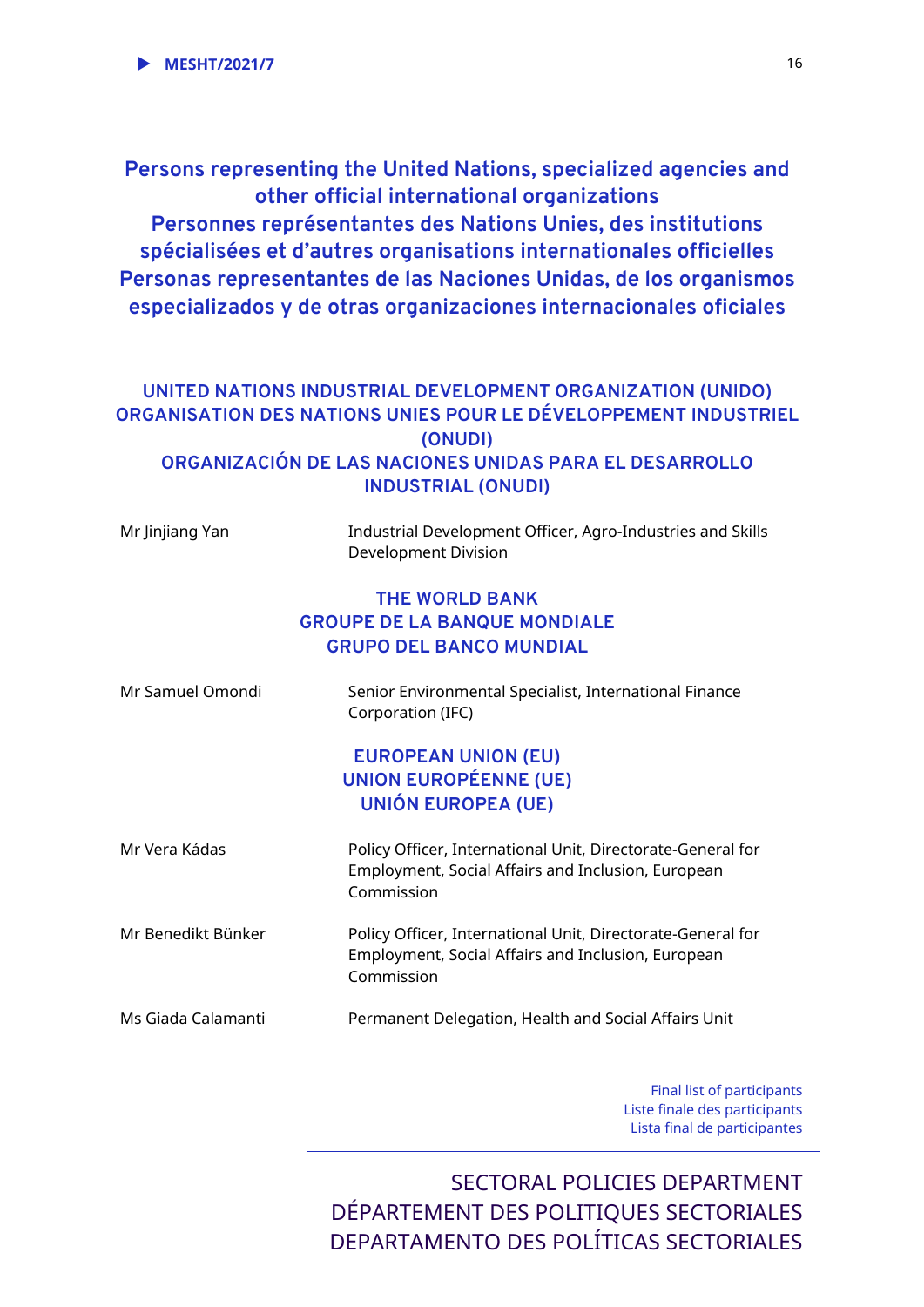# Persons representing the United Nations, specialized agencies and other official international organizations
# Personnes représentantes des Nations Unies, des institutions spécialisées et d'autres organisations internationales officielles
# Personas representantes de las Naciones Unidas, de los organismos especializados y de otras organizaciones internacionales oficiales

## UNITED NATIONS INDUSTRIAL DEVELOPMENT ORGANIZATION (UNIDO)
## ORGANISATION DES NATIONS UNIES POUR LE DÉVELOPPEMENT INDUSTRIEL (ONUDI)
## ORGANIZACIÓN DE LAS NACIONES UNIDAS PARA EL DESARROLLO INDUSTRIAL (ONUDI)

| | |
|---|---|
| Mr Jinjiang Yan | Industrial Development Officer, Agro-Industries and Skills Development Division |

## THE WORLD BANK
## GROUPE DE LA BANQUE MONDIALE
## GRUPO DEL BANCO MUNDIAL

| | |
|---|---|
| Mr Samuel Omondi | Senior Environmental Specialist, International Finance Corporation (IFC) |

## EUROPEAN UNION (EU)
## UNION EUROPÉENNE (UE)
## UNIÓN EUROPEA (UE)

| | |
|---|---|
| Mr Vera Kádas | Policy Officer, International Unit, Directorate-General for Employment, Social Affairs and Inclusion, European Commission |
| Mr Benedikt Bünker | Policy Officer, International Unit, Directorate-General for Employment, Social Affairs and Inclusion, European Commission |
| Ms Giada Calamanti | Permanent Delegation, Health and Social Affairs Unit |

Final list of participants
Liste finale des participants
Lista final de participantes

SECTORAL POLICIES DEPARTMENT
DÉPARTEMENT DES POLITIQUES SECTORIALES
DEPARTAMENTO DES POLÍTICAS SECTORIALES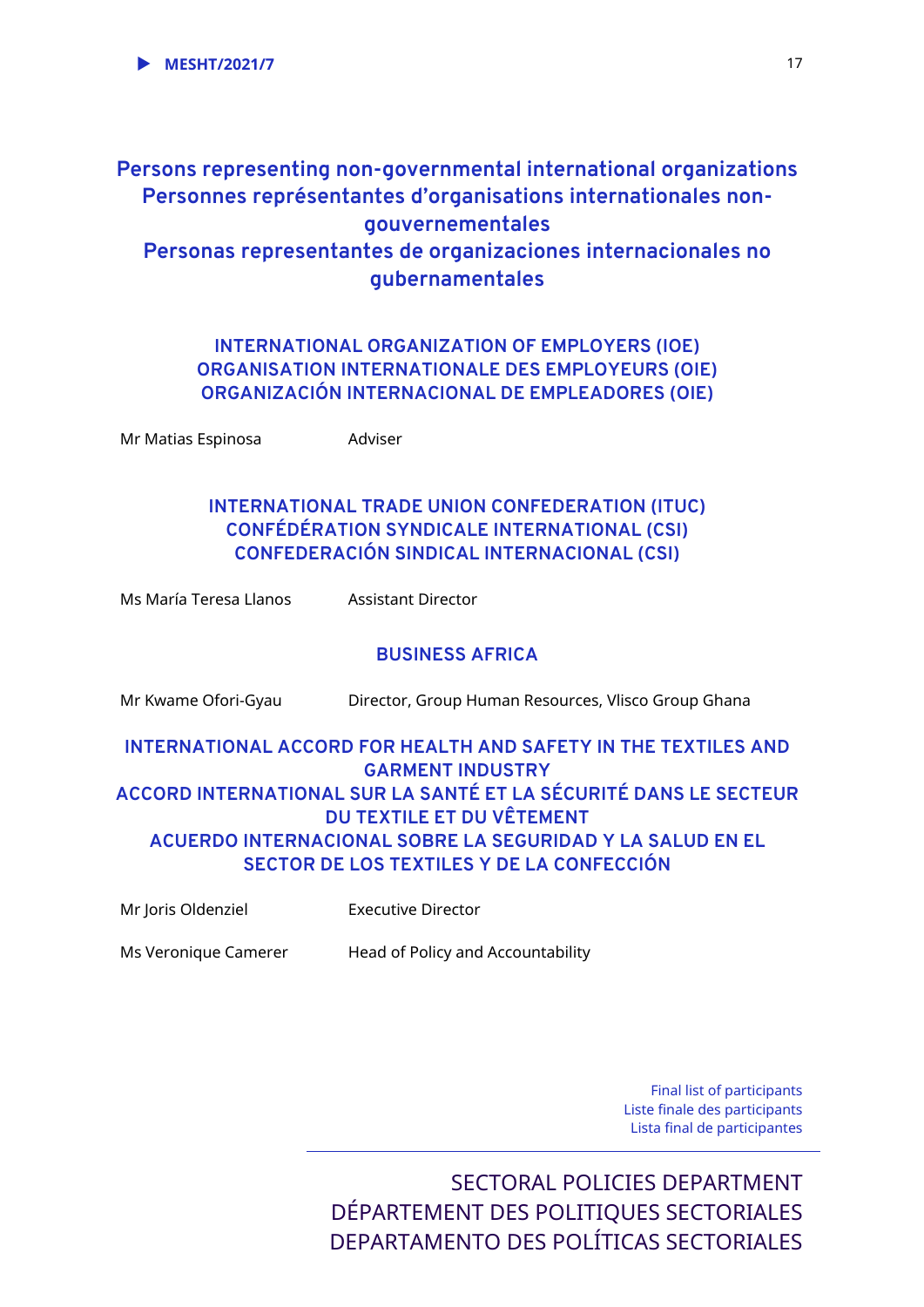# Persons representing non-governmental international organizations
# Personnes représentantes d'organisations internationales non-gouvernementales
# Personas representantes de organizaciones internacionales no gubernamentales

## INTERNATIONAL ORGANIZATION OF EMPLOYERS (IOE)
## ORGANISATION INTERNATIONALE DES EMPLOYEURS (OIE)
## ORGANIZACIÓN INTERNACIONAL DE EMPLEADORES (OIE)

| | |
|---|---|
| Mr Matias Espinosa | Adviser |

## INTERNATIONAL TRADE UNION CONFEDERATION (ITUC)
## CONFÉDÉRATION SYNDICALE INTERNATIONAL (CSI)
## CONFEDERACIÓN SINDICAL INTERNACIONAL (CSI)

| | |
|---|---|
| Ms María Teresa Llanos | Assistant Director |

## BUSINESS AFRICA

| | |
|---|---|
| Mr Kwame Ofori-Gyau | Director, Group Human Resources, Vlisco Group Ghana |

## INTERNATIONAL ACCORD FOR HEALTH AND SAFETY IN THE TEXTILES AND GARMENT INDUSTRY
## ACCORD INTERNATIONAL SUR LA SANTÉ ET LA SÉCURITÉ DANS LE SECTEUR DU TEXTILE ET DU VÊTEMENT
## ACUERDO INTERNACIONAL SOBRE LA SEGURIDAD Y LA SALUD EN EL SECTOR DE LOS TEXTILES Y DE LA CONFECCIÓN

| | |
|---|---|
| Mr Joris Oldenziel | Executive Director |
| Ms Veronique Camerer | Head of Policy and Accountability |

Final list of participants
Liste finale des participants
Lista final de participantes

SECTORAL POLICIES DEPARTMENT
DÉPARTEMENT DES POLITIQUES SECTORIALES
DEPARTAMENTO DES POLÍTICAS SECTORIALES